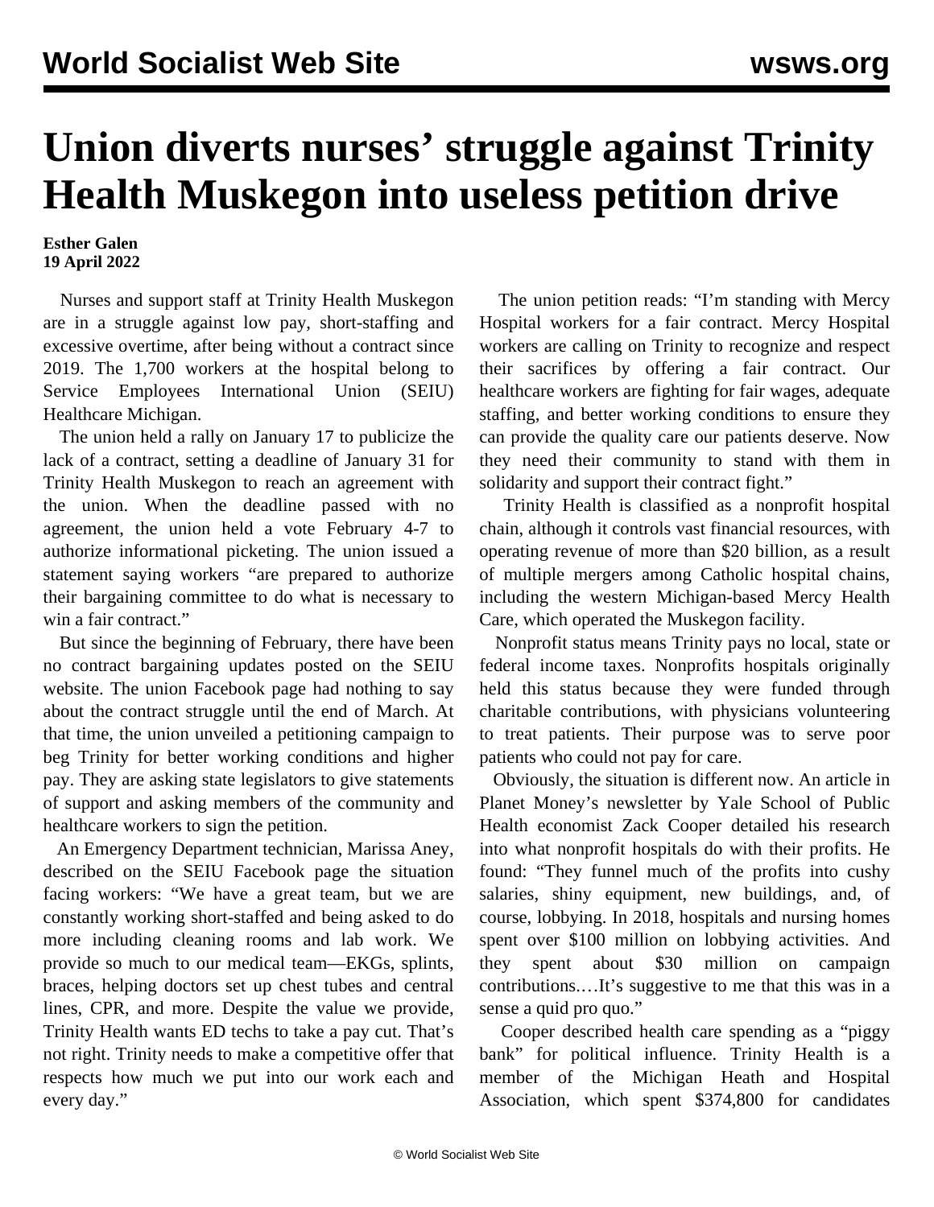# Union diverts nurses' struggle against Trinity Health Muskegon into useless petition drive

**Esther Galen**
**19 April 2022**

Nurses and support staff at Trinity Health Muskegon are in a struggle against low pay, short-staffing and excessive overtime, after being without a contract since 2019. The 1,700 workers at the hospital belong to Service Employees International Union (SEIU) Healthcare Michigan.

The union held a rally on January 17 to publicize the lack of a contract, setting a deadline of January 31 for Trinity Health Muskegon to reach an agreement with the union. When the deadline passed with no agreement, the union held a vote February 4-7 to authorize informational picketing. The union issued a statement saying workers "are prepared to authorize their bargaining committee to do what is necessary to win a fair contract."

But since the beginning of February, there have been no contract bargaining updates posted on the SEIU website. The union Facebook page had nothing to say about the contract struggle until the end of March. At that time, the union unveiled a petitioning campaign to beg Trinity for better working conditions and higher pay. They are asking state legislators to give statements of support and asking members of the community and healthcare workers to sign the petition.

An Emergency Department technician, Marissa Aney, described on the SEIU Facebook page the situation facing workers: "We have a great team, but we are constantly working short-staffed and being asked to do more including cleaning rooms and lab work. We provide so much to our medical team—EKGs, splints, braces, helping doctors set up chest tubes and central lines, CPR, and more. Despite the value we provide, Trinity Health wants ED techs to take a pay cut. That's not right. Trinity needs to make a competitive offer that respects how much we put into our work each and every day."

The union petition reads: "I'm standing with Mercy Hospital workers for a fair contract. Mercy Hospital workers are calling on Trinity to recognize and respect their sacrifices by offering a fair contract. Our healthcare workers are fighting for fair wages, adequate staffing, and better working conditions to ensure they can provide the quality care our patients deserve. Now they need their community to stand with them in solidarity and support their contract fight."

Trinity Health is classified as a nonprofit hospital chain, although it controls vast financial resources, with operating revenue of more than $20 billion, as a result of multiple mergers among Catholic hospital chains, including the western Michigan-based Mercy Health Care, which operated the Muskegon facility.

Nonprofit status means Trinity pays no local, state or federal income taxes. Nonprofits hospitals originally held this status because they were funded through charitable contributions, with physicians volunteering to treat patients. Their purpose was to serve poor patients who could not pay for care.

Obviously, the situation is different now. An article in Planet Money's newsletter by Yale School of Public Health economist Zack Cooper detailed his research into what nonprofit hospitals do with their profits. He found: "They funnel much of the profits into cushy salaries, shiny equipment, new buildings, and, of course, lobbying. In 2018, hospitals and nursing homes spent over $100 million on lobbying activities. And they spent about $30 million on campaign contributions.…It's suggestive to me that this was in a sense a quid pro quo."

Cooper described health care spending as a "piggy bank" for political influence. Trinity Health is a member of the Michigan Heath and Hospital Association, which spent $374,800 for candidates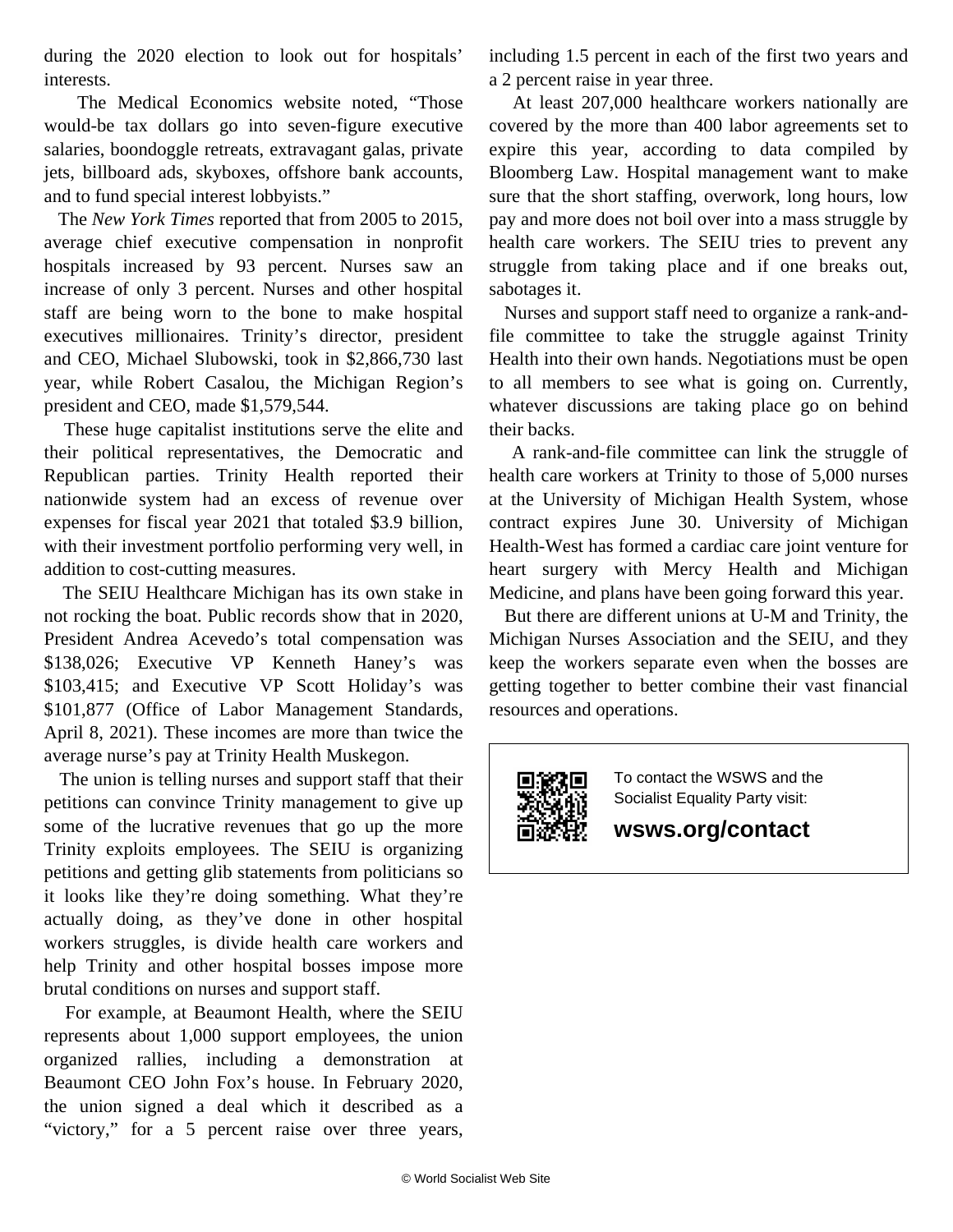during the 2020 election to look out for hospitals' interests.

The Medical Economics website noted, "Those would-be tax dollars go into seven-figure executive salaries, boondoggle retreats, extravagant galas, private jets, billboard ads, skyboxes, offshore bank accounts, and to fund special interest lobbyists."

The *New York Times* reported that from 2005 to 2015, average chief executive compensation in nonprofit hospitals increased by 93 percent. Nurses saw an increase of only 3 percent. Nurses and other hospital staff are being worn to the bone to make hospital executives millionaires. Trinity's director, president and CEO, Michael Slubowski, took in $2,866,730 last year, while Robert Casalou, the Michigan Region's president and CEO, made $1,579,544.

These huge capitalist institutions serve the elite and their political representatives, the Democratic and Republican parties. Trinity Health reported their nationwide system had an excess of revenue over expenses for fiscal year 2021 that totaled $3.9 billion, with their investment portfolio performing very well, in addition to cost-cutting measures.

The SEIU Healthcare Michigan has its own stake in not rocking the boat. Public records show that in 2020, President Andrea Acevedo's total compensation was $138,026; Executive VP Kenneth Haney's was $103,415; and Executive VP Scott Holiday's was $101,877 (Office of Labor Management Standards, April 8, 2021). These incomes are more than twice the average nurse's pay at Trinity Health Muskegon.

The union is telling nurses and support staff that their petitions can convince Trinity management to give up some of the lucrative revenues that go up the more Trinity exploits employees. The SEIU is organizing petitions and getting glib statements from politicians so it looks like they're doing something. What they're actually doing, as they've done in other hospital workers struggles, is divide health care workers and help Trinity and other hospital bosses impose more brutal conditions on nurses and support staff.

For example, at Beaumont Health, where the SEIU represents about 1,000 support employees, the union organized rallies, including a demonstration at Beaumont CEO John Fox's house. In February 2020, the union signed a deal which it described as a "victory," for a 5 percent raise over three years, including 1.5 percent in each of the first two years and a 2 percent raise in year three.

At least 207,000 healthcare workers nationally are covered by the more than 400 labor agreements set to expire this year, according to data compiled by Bloomberg Law. Hospital management want to make sure that the short staffing, overwork, long hours, low pay and more does not boil over into a mass struggle by health care workers. The SEIU tries to prevent any struggle from taking place and if one breaks out, sabotages it.

Nurses and support staff need to organize a rank-and-file committee to take the struggle against Trinity Health into their own hands. Negotiations must be open to all members to see what is going on. Currently, whatever discussions are taking place go on behind their backs.

A rank-and-file committee can link the struggle of health care workers at Trinity to those of 5,000 nurses at the University of Michigan Health System, whose contract expires June 30. University of Michigan Health-West has formed a cardiac care joint venture for heart surgery with Mercy Health and Michigan Medicine, and plans have been going forward this year.

But there are different unions at U-M and Trinity, the Michigan Nurses Association and the SEIU, and they keep the workers separate even when the bosses are getting together to better combine their vast financial resources and operations.

To contact the WSWS and the Socialist Equality Party visit:

**wsws.org/contact**